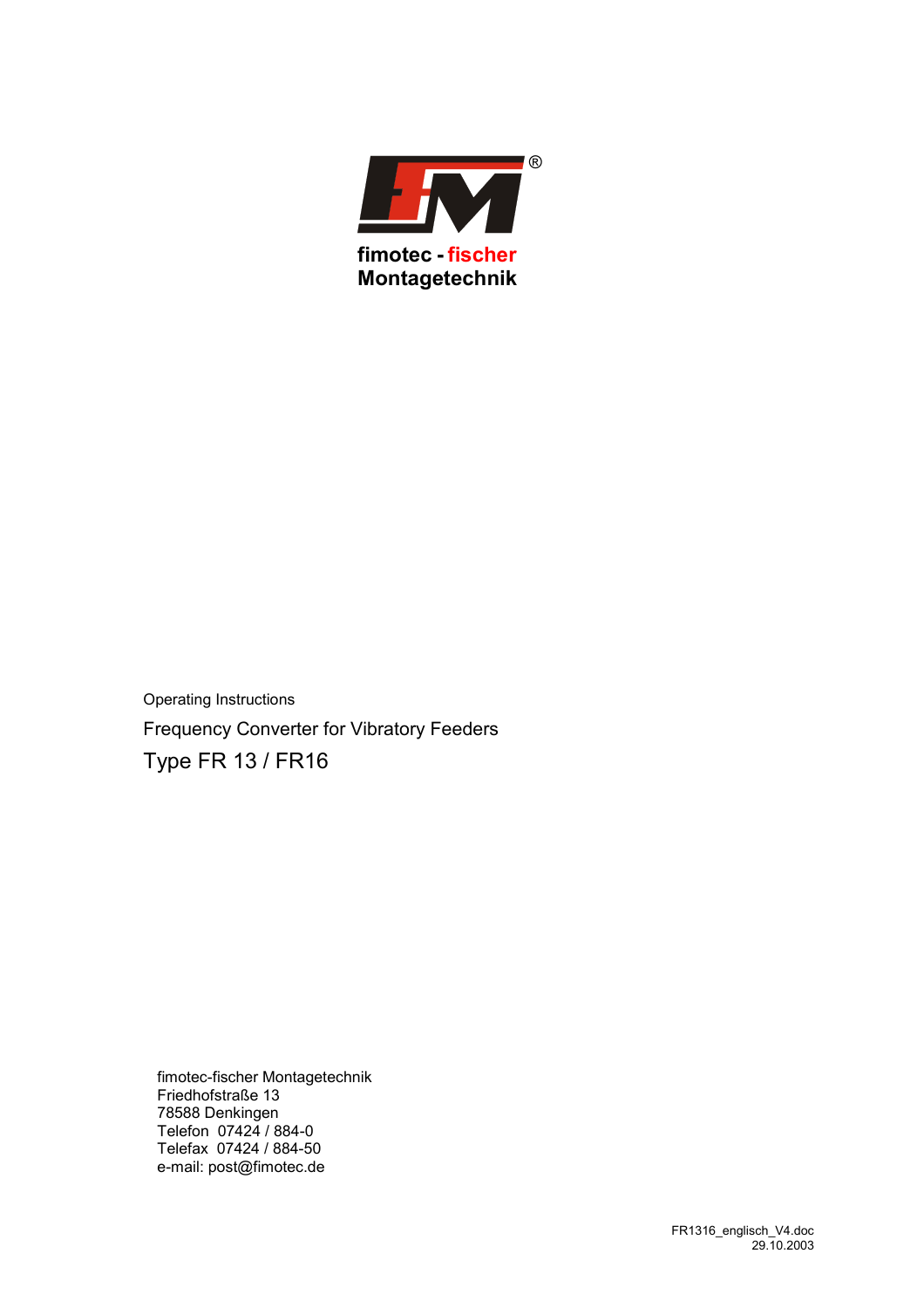fimotec - fischer
Montagetechnik

Operating Instructions

Frequency Converter for Vibratory Feeders

# Type FR 13 / FR16

fimotec-fischer Montagetechnik
Friedhofstraße 13
78588 Denkingen
Telefon 07424 / 884-0
Telefax 07424 / 884-50
e-mail: post@fimotec.de

FR1316_englisch_V4.doc
29.10.2003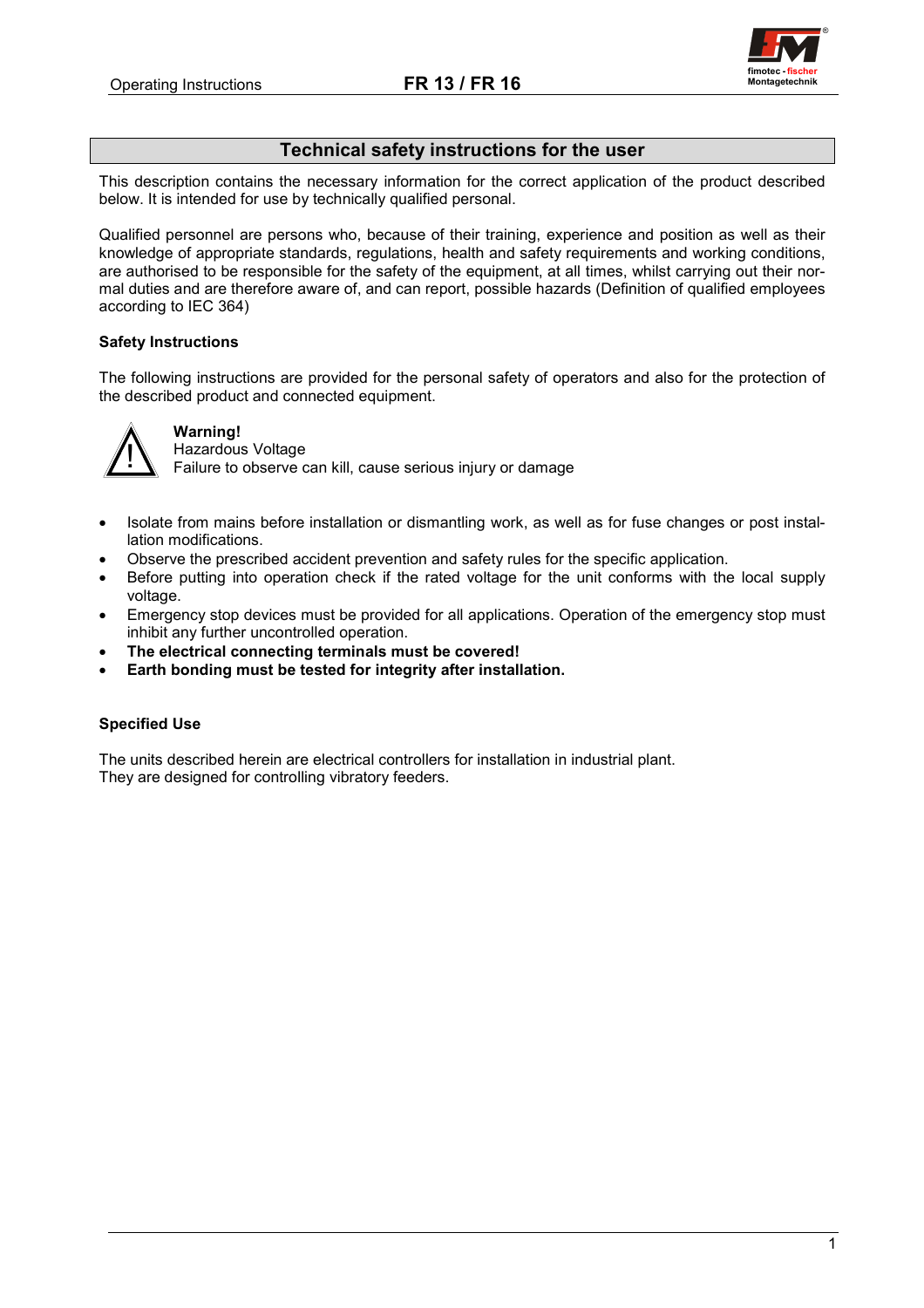## Technical safety instructions for the user

This description contains the necessary information for the correct application of the product described below. It is intended for use by technically qualified personal.

Qualified personnel are persons who, because of their training, experience and position as well as their knowledge of appropriate standards, regulations, health and safety requirements and working conditions, are authorised to be responsible for the safety of the equipment, at all times, whilst carrying out their normal duties and are therefore aware of, and can report, possible hazards (Definition of qualified employees according to IEC 364)

### Safety Instructions

The following instructions are provided for the personal safety of operators and also for the protection of the described product and connected equipment.

**Warning!**
Hazardous Voltage
Failure to observe can kill, cause serious injury or damage

- Isolate from mains before installation or dismantling work, as well as for fuse changes or post installation modifications.
- Observe the prescribed accident prevention and safety rules for the specific application.
- Before putting into operation check if the rated voltage for the unit conforms with the local supply voltage.
- Emergency stop devices must be provided for all applications. Operation of the emergency stop must inhibit any further uncontrolled operation.
- **The electrical connecting terminals must be covered!**
- **Earth bonding must be tested for integrity after installation.**

### Specified Use

The units described herein are electrical controllers for installation in industrial plant.
They are designed for controlling vibratory feeders.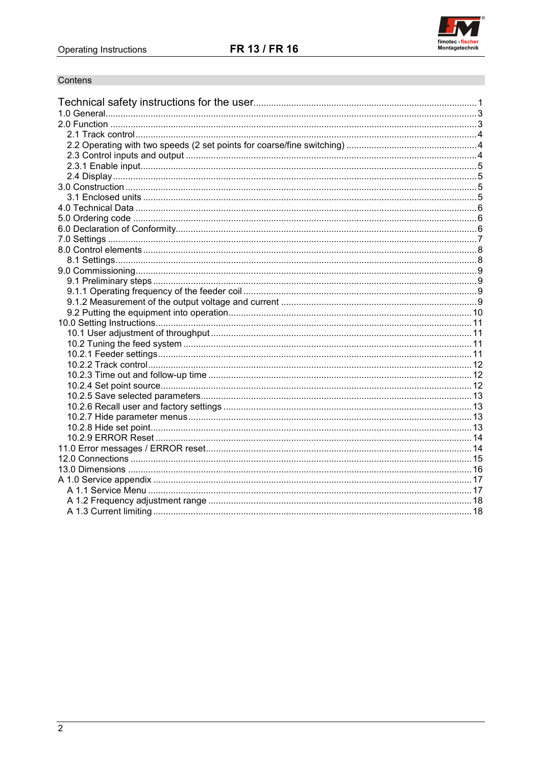## Contens

| | |
|---|---|
| Technical safety instructions for the user | 1 |
| 1.0 General | 3 |
| 2.0 Function | 3 |
| 2.1 Track control | 4 |
| 2.2 Operating with two speeds (2 set points for coarse/fine switching) | 4 |
| 2.3 Control inputs and output | 4 |
| 2.3.1 Enable input | 5 |
| 2.4 Display | 5 |
| 3.0 Construction | 5 |
| 3.1 Enclosed units | 5 |
| 4.0 Technical Data | 6 |
| 5.0 Ordering code | 6 |
| 6.0 Declaration of Conformity | 6 |
| 7.0 Settings | 7 |
| 8.0 Control elements | 8 |
| 8.1 Settings | 8 |
| 9.0 Commissioning | 9 |
| 9.1 Preliminary steps | 9 |
| 9.1.1 Operating frequency of the feeder coil | 9 |
| 9.1.2 Measurement of the output voltage and current | 9 |
| 9.2 Putting the equipment into operation | 10 |
| 10.0 Setting Instructions | 11 |
| 10.1 User adjustment of throughput | 11 |
| 10.2 Tuning the feed system | 11 |
| 10.2.1 Feeder settings | 11 |
| 10.2.2 Track control | 12 |
| 10.2.3 Time out and follow-up time | 12 |
| 10.2.4 Set point source | 12 |
| 10.2.5 Save selected parameters | 13 |
| 10.2.6 Recall user and factory settings | 13 |
| 10.2.7 Hide parameter menus | 13 |
| 10.2.8 Hide set point | 13 |
| 10.2.9 ERROR Reset | 14 |
| 11.0 Error messages / ERROR reset | 14 |
| 12.0 Connections | 15 |
| 13.0 Dimensions | 16 |
| A 1.0 Service appendix | 17 |
| A 1.1 Service Menu | 17 |
| A 1.2 Frequency adjustment range | 18 |
| A 1.3 Current limiting | 18 |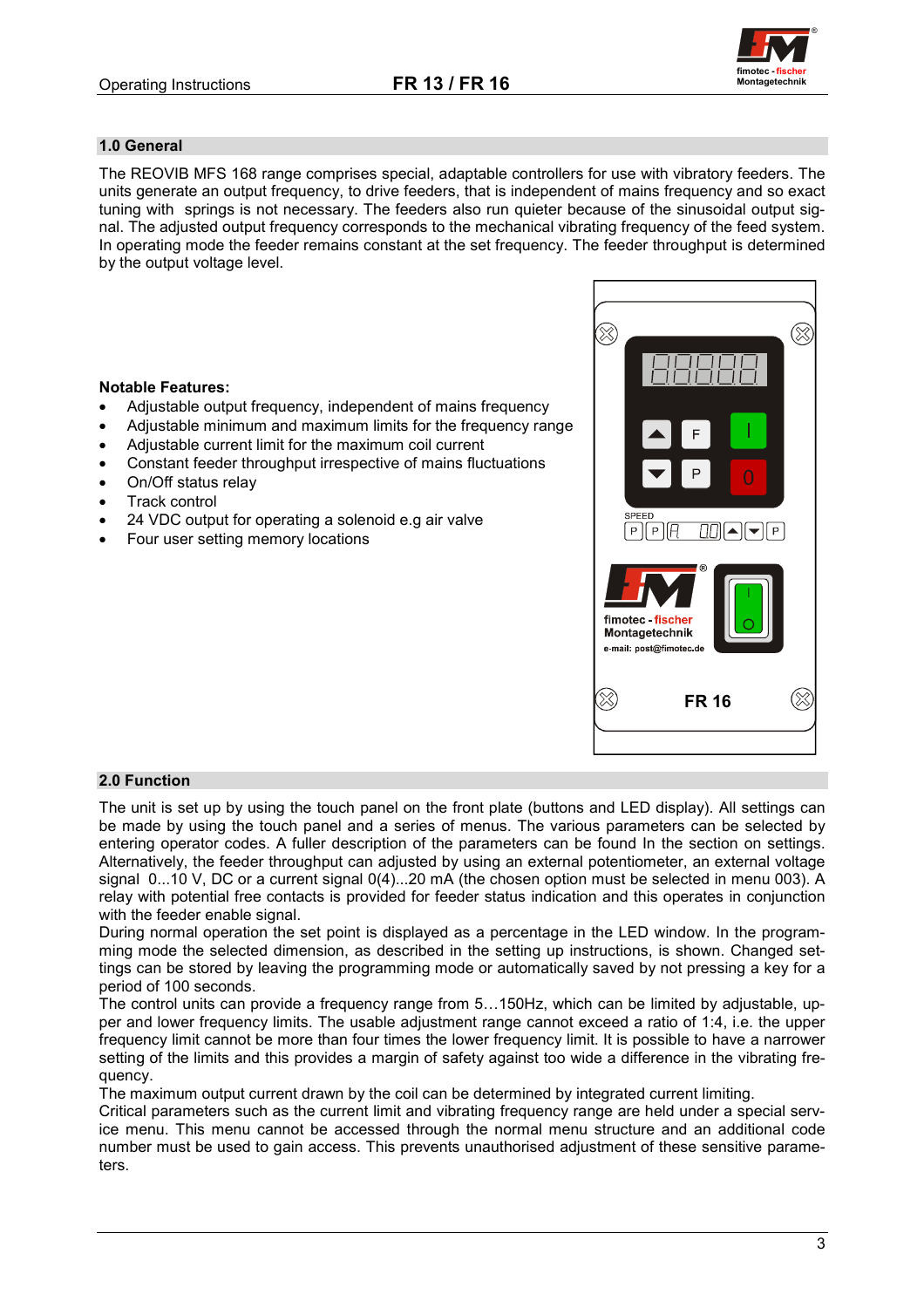## 1.0 General

The REOVIB MFS 168 range comprises special, adaptable controllers for use with vibratory feeders. The units generate an output frequency, to drive feeders, that is independent of mains frequency and so exact tuning with springs is not necessary. The feeders also run quieter because of the sinusoidal output signal. The adjusted output frequency corresponds to the mechanical vibrating frequency of the feed system. In operating mode the feeder remains constant at the set frequency. The feeder throughput is determined by the output voltage level.

**Notable Features:**

- Adjustable output frequency, independent of mains frequency
- Adjustable minimum and maximum limits for the frequency range
- Adjustable current limit for the maximum coil current
- Constant feeder throughput irrespective of mains fluctuations
- On/Off status relay
- Track control
- 24 VDC output for operating a solenoid e.g air valve
- Four user setting memory locations

## 2.0 Function

The unit is set up by using the touch panel on the front plate (buttons and LED display). All settings can be made by using the touch panel and a series of menus. The various parameters can be selected by entering operator codes. A fuller description of the parameters can be found In the section on settings. Alternatively, the feeder throughput can adjusted by using an external potentiometer, an external voltage signal 0...10 V, DC or a current signal 0(4)...20 mA (the chosen option must be selected in menu 003). A relay with potential free contacts is provided for feeder status indication and this operates in conjunction with the feeder enable signal.
During normal operation the set point is displayed as a percentage in the LED window. In the programming mode the selected dimension, as described in the setting up instructions, is shown. Changed settings can be stored by leaving the programming mode or automatically saved by not pressing a key for a period of 100 seconds.
The control units can provide a frequency range from 5…150Hz, which can be limited by adjustable, upper and lower frequency limits. The usable adjustment range cannot exceed a ratio of 1:4, i.e. the upper frequency limit cannot be more than four times the lower frequency limit. It is possible to have a narrower setting of the limits and this provides a margin of safety against too wide a difference in the vibrating frequency.
The maximum output current drawn by the coil can be determined by integrated current limiting.
Critical parameters such as the current limit and vibrating frequency range are held under a special service menu. This menu cannot be accessed through the normal menu structure and an additional code number must be used to gain access. This prevents unauthorised adjustment of these sensitive parameters.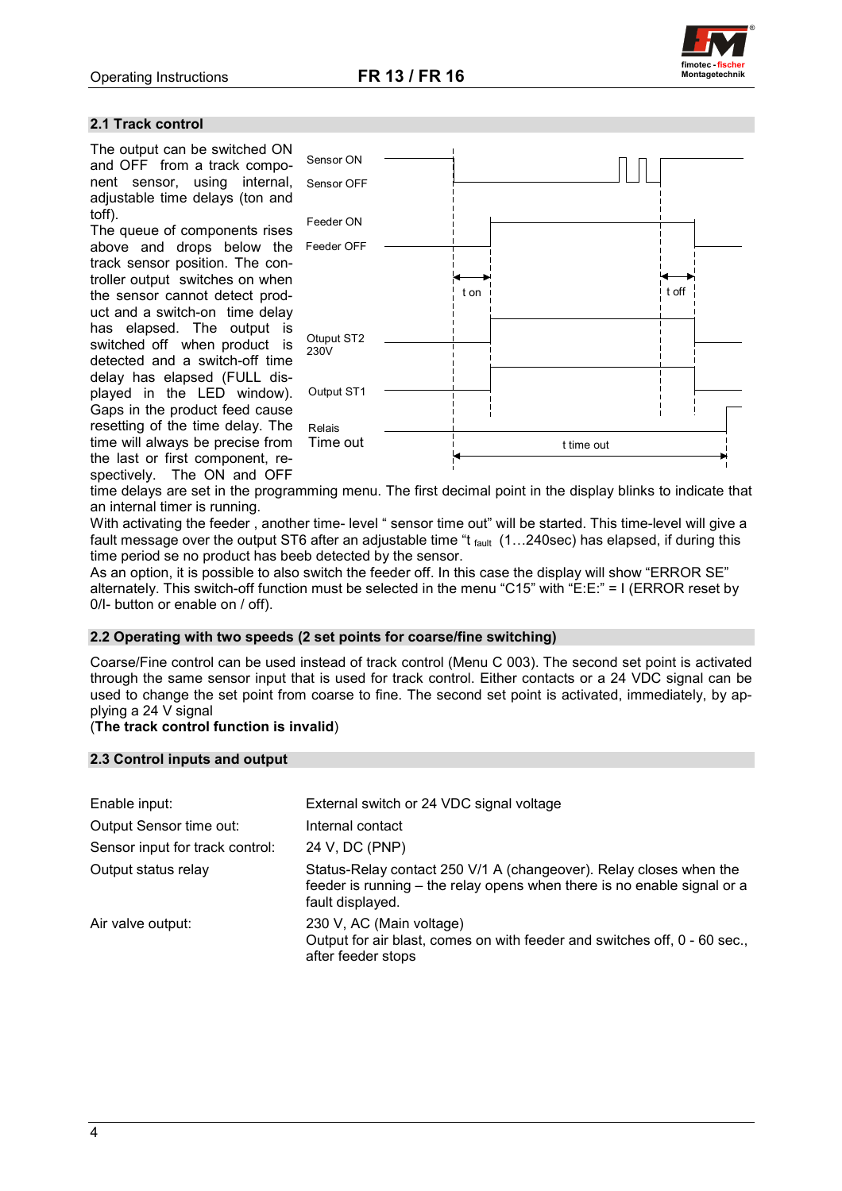## 2.1 Track control

The output can be switched ON and OFF from a track component sensor, using internal, adjustable time delays (ton and toff).
The queue of components rises above and drops below the track sensor position. The controller output switches on when the sensor cannot detect product and a switch-on time delay has elapsed. The output is switched off when product is detected and a switch-off time delay has elapsed (FULL displayed in the LED window). Gaps in the product feed cause resetting of the time delay. The time will always be precise from the last or first component, respectively. The ON and OFF time delays are set in the programming menu. The first decimal point in the display blinks to indicate that an internal timer is running.

Sensor ON
Sensor OFF
Feeder ON
Feeder OFF
t on
t off
Otuput ST2 230V
Output ST1
Relais
Time out
t time out

With activating the feeder , another time- level " sensor time out" will be started. This time-level will give a fault message over the output ST6 after an adjustable time "$t_{fault}$ (1…240sec) has elapsed, if during this time period se no product has beeb detected by the sensor.
As an option, it is possible to also switch the feeder off. In this case the display will show "ERROR SE" alternately. This switch-off function must be selected in the menu "C15" with "E:E:" = I (ERROR reset by 0/I- button or enable on / off).

## 2.2 Operating with two speeds (2 set points for coarse/fine switching)

Coarse/Fine control can be used instead of track control (Menu C 003). The second set point is activated through the same sensor input that is used for track control. Either contacts or a 24 VDC signal can be used to change the set point from coarse to fine. The second set point is activated, immediately, by applying a 24 V signal
(**The track control function is invalid**)

## 2.3 Control inputs and output

| | |
|---|---|
| Enable input: | External switch or 24 VDC signal voltage |
| Output Sensor time out: | Internal contact |
| Sensor input for track control: | 24 V, DC (PNP) |
| Output status relay | Status-Relay contact 250 V/1 A (changeover). Relay closes when the feeder is running – the relay opens when there is no enable signal or a fault displayed. |
| Air valve output: | 230 V, AC (Main voltage)<br>Output for air blast, comes on with feeder and switches off, 0 - 60 sec., after feeder stops |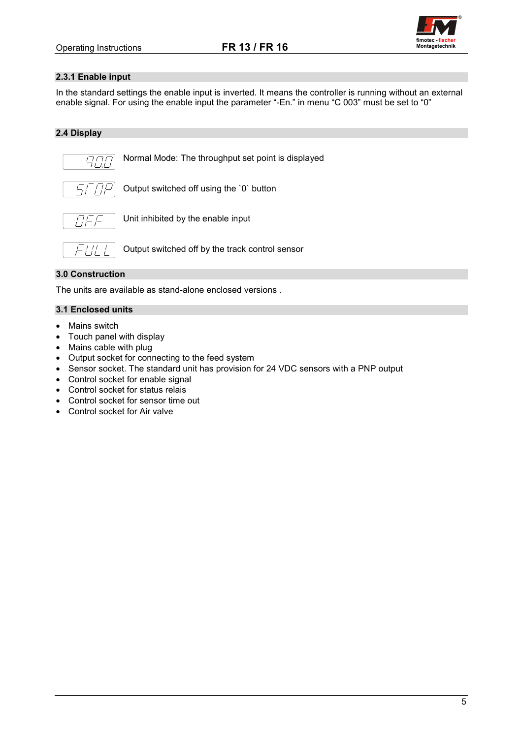## 2.3.1 Enable input

In the standard settings the enable input is inverted. It means the controller is running without an external enable signal. For using the enable input the parameter “-En.” in menu “C 003” must be set to “0”

## 2.4 Display

| Display | Description |
| --- | --- |
| 90.0 | Normal Mode: The throughput set point is displayed |
| STOP | Output switched off using the `0` button |
| OFF | Unit inhibited by the enable input |
| FULL | Output switched off by the track control sensor |

## 3.0 Construction

The units are available as stand-alone enclosed versions .

## 3.1 Enclosed units

- Mains switch
- Touch panel with display
- Mains cable with plug
- Output socket for connecting to the feed system
- Sensor socket. The standard unit has provision for 24 VDC sensors with a PNP output
- Control socket for enable signal
- Control socket for status relais
- Control socket for sensor time out
- Control socket for Air valve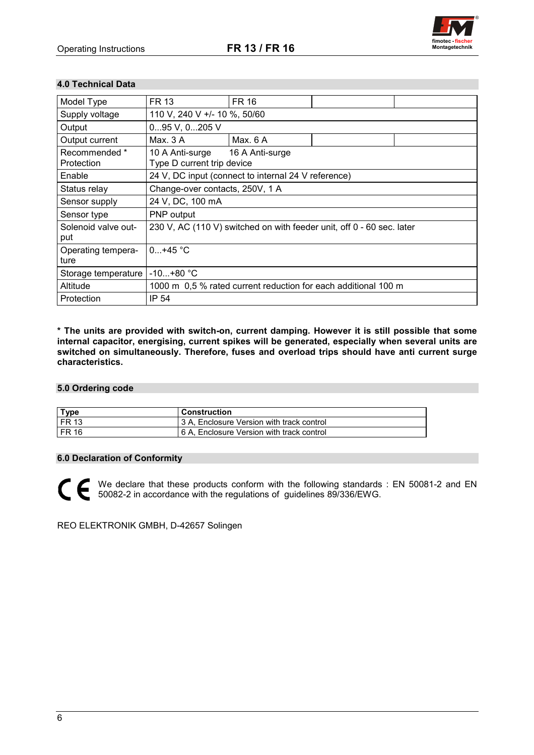## 4.0 Technical Data

| Model Type | FR 13 | FR 16 | | |
|---|---|---|---|---|
| Supply voltage | 110 V, 240 V +/- 10 %, 50/60 | | | |
| Output | 0...95 V, 0...205 V | | | |
| Output current | Max. 3 A | Max. 6 A | | |
| Recommended * Protection | 10 A Anti-surge 16 A Anti-surge<br>Type D current trip device | | | |
| Enable | 24 V, DC input (connect to internal 24 V reference) | | | |
| Status relay | Change-over contacts, 250V, 1 A | | | |
| Sensor supply | 24 V, DC, 100 mA | | | |
| Sensor type | PNP output | | | |
| Solenoid valve output | 230 V, AC (110 V) switched on with feeder unit, off 0 - 60 sec. later | | | |
| Operating temperature | 0...+45 °C | | | |
| Storage temperature | -10...+80 °C | | | |
| Altitude | 1000 m 0,5 % rated current reduction for each additional 100 m | | | |
| Protection | IP 54 | | | |

**\* The units are provided with switch-on, current damping. However it is still possible that some internal capacitor, energising, current spikes will be generated, especially when several units are switched on simultaneously. Therefore, fuses and overload trips should have anti current surge characteristics.**

## 5.0 Ordering code

| Type | Construction |
|---|---|
| FR 13 | 3 A, Enclosure Version with track control |
| FR 16 | 6 A, Enclosure Version with track control |

## 6.0 Declaration of Conformity

CE We declare that these products conform with the following standards : EN 50081-2 and EN 50082-2 in accordance with the regulations of guidelines 89/336/EWG.

REO ELEKTRONIK GMBH, D-42657 Solingen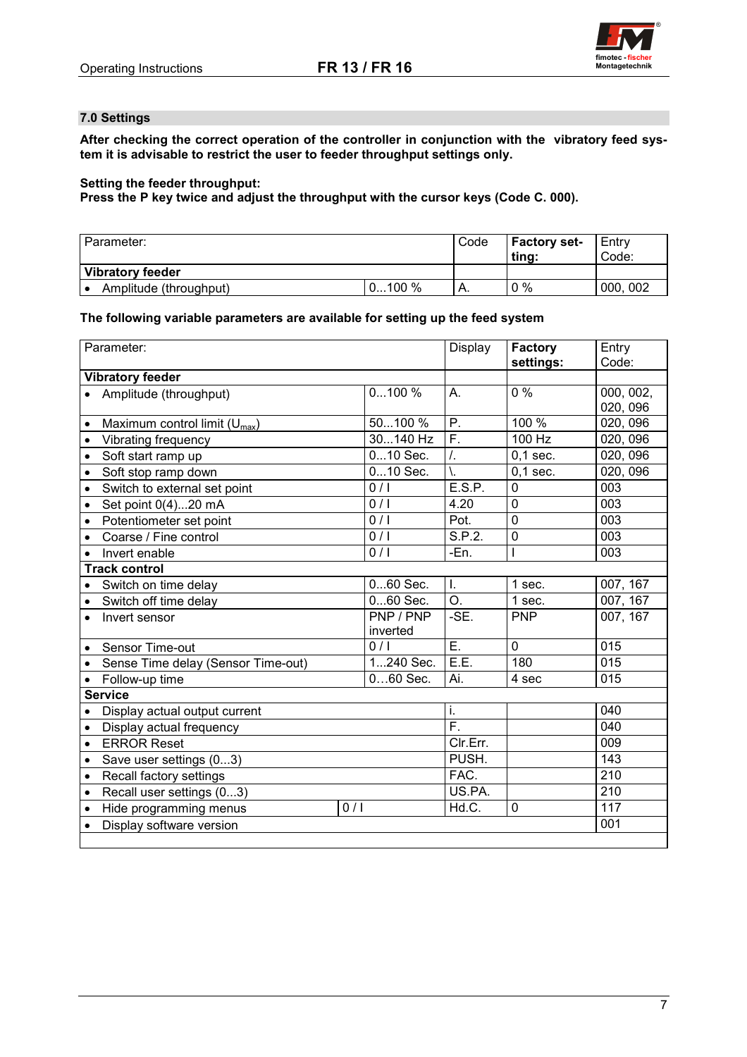## 7.0 Settings

**After checking the correct operation of the controller in conjunction with the vibratory feed system it is advisable to restrict the user to feeder throughput settings only.**

**Setting the feeder throughput:**
**Press the P key twice and adjust the throughput with the cursor keys (Code C. 000).**

| Parameter: | | Code | Factory setting: | Entry Code: |
|---|---|---|---|---|
| **Vibratory feeder** | | | | |
| • Amplitude (throughput) | 0...100 % | A. | 0 % | 000, 002 |

**The following variable parameters are available for setting up the feed system**

| Parameter: | | Display | Factory settings: | Entry Code: |
|---|---|---|---|---|
| **Vibratory feeder** | | | | |
| • Amplitude (throughput) | 0...100 % | A. | 0 % | 000, 002, 020, 096 |
| • Maximum control limit ($U_{max}$) | 50...100 % | P. | 100 % | 020, 096 |
| • Vibrating frequency | 30...140 Hz | F. | 100 Hz | 020, 096 |
| • Soft start ramp up | 0...10 Sec. | /. | 0,1 sec. | 020, 096 |
| • Soft stop ramp down | 0...10 Sec. | \. | 0,1 sec. | 020, 096 |
| • Switch to external set point | 0 / I | E.S.P. | 0 | 003 |
| • Set point 0(4)...20 mA | 0 / I | 4.20 | 0 | 003 |
| • Potentiometer set point | 0 / I | Pot. | 0 | 003 |
| • Coarse / Fine control | 0 / I | S.P.2. | 0 | 003 |
| • Invert enable | 0 / I | -En. | I | 003 |
| **Track control** | | | | |
| • Switch on time delay | 0...60 Sec. | I. | 1 sec. | 007, 167 |
| • Switch off time delay | 0...60 Sec. | O. | 1 sec. | 007, 167 |
| • Invert sensor | PNP / PNP inverted | -SE. | PNP | 007, 167 |
| • Sensor Time-out | 0 / I | E. | 0 | 015 |
| • Sense Time delay (Sensor Time-out) | 1...240 Sec. | E.E. | 180 | 015 |
| • Follow-up time | 0…60 Sec. | Ai. | 4 sec | 015 |
| **Service** | | | | |
| • Display actual output current | | i. | | 040 |
| • Display actual frequency | | F. | | 040 |
| • ERROR Reset | | Clr.Err. | | 009 |
| • Save user settings (0...3) | | PUSH. | | 143 |
| • Recall factory settings | | FAC. | | 210 |
| • Recall user settings (0...3) | | US.PA. | | 210 |
| • Hide programming menus | 0 / I | Hd.C. | 0 | 117 |
| • Display software version | | | | 001 |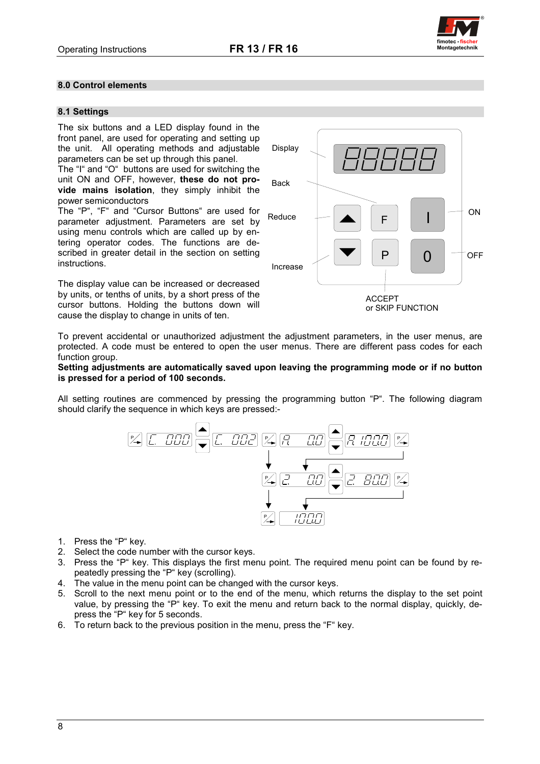## 8.0 Control elements

### 8.1 Settings

The six buttons and a LED display found in the front panel, are used for operating and setting up the unit. All operating methods and adjustable parameters can be set up through this panel.
The "I" and "O" buttons are used for switching the unit ON and OFF, however, **these do not provide mains isolation**, they simply inhibit the power semiconductors
The "P", "F" and "Cursor Buttons" are used for parameter adjustment. Parameters are set by using menu controls which are called up by entering operator codes. The functions are described in greater detail in the section on setting instructions.

The display value can be increased or decreased by units, or tenths of units, by a short press of the cursor buttons. Holding the buttons down will cause the display to change in units of ten.

Display
Back
Reduce
Increase
ON
OFF
ACCEPT
or SKIP FUNCTION

To prevent accidental or unauthorized adjustment the adjustment parameters, in the user menus, are protected. A code must be entered to open the user menus. There are different pass codes for each function group.
**Setting adjustments are automatically saved upon leaving the programming mode or if no button is pressed for a period of 100 seconds.**

All setting routines are commenced by pressing the programming button "P". The following diagram should clarify the sequence in which keys are pressed:-

C 000 · C 002 · A 0.0 · A 100.0 · 2 0.0 · 2 80.0 · 100.0

1. Press the "P" key.
2. Select the code number with the cursor keys.
3. Press the "P" key. This displays the first menu point. The required menu point can be found by repeatedly pressing the "P" key (scrolling).
4. The value in the menu point can be changed with the cursor keys.
5. Scroll to the next menu point or to the end of the menu, which returns the display to the set point value, by pressing the "P" key. To exit the menu and return back to the normal display, quickly, depress the "P" key for 5 seconds.
6. To return back to the previous position in the menu, press the "F" key.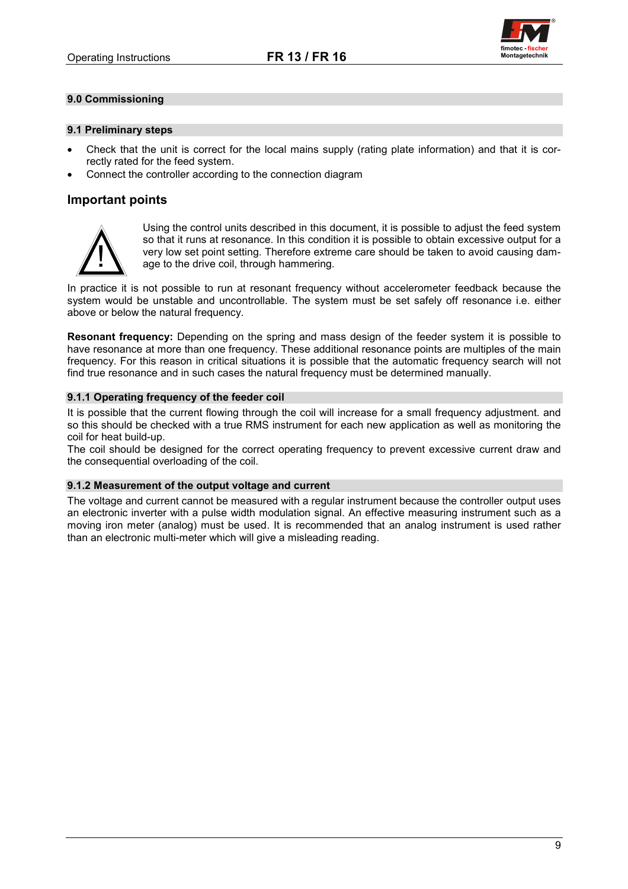## 9.0 Commissioning

### 9.1 Preliminary steps

- Check that the unit is correct for the local mains supply (rating plate information) and that it is correctly rated for the feed system.
- Connect the controller according to the connection diagram

## Important points

Using the control units described in this document, it is possible to adjust the feed system so that it runs at resonance. In this condition it is possible to obtain excessive output for a very low set point setting. Therefore extreme care should be taken to avoid causing damage to the drive coil, through hammering.

In practice it is not possible to run at resonant frequency without accelerometer feedback because the system would be unstable and uncontrollable. The system must be set safely off resonance i.e. either above or below the natural frequency.

**Resonant frequency:** Depending on the spring and mass design of the feeder system it is possible to have resonance at more than one frequency. These additional resonance points are multiples of the main frequency. For this reason in critical situations it is possible that the automatic frequency search will not find true resonance and in such cases the natural frequency must be determined manually.

#### 9.1.1 Operating frequency of the feeder coil

It is possible that the current flowing through the coil will increase for a small frequency adjustment. and so this should be checked with a true RMS instrument for each new application as well as monitoring the coil for heat build-up.
The coil should be designed for the correct operating frequency to prevent excessive current draw and the consequential overloading of the coil.

#### 9.1.2 Measurement of the output voltage and current

The voltage and current cannot be measured with a regular instrument because the controller output uses an electronic inverter with a pulse width modulation signal. An effective measuring instrument such as a moving iron meter (analog) must be used. It is recommended that an analog instrument is used rather than an electronic multi-meter which will give a misleading reading.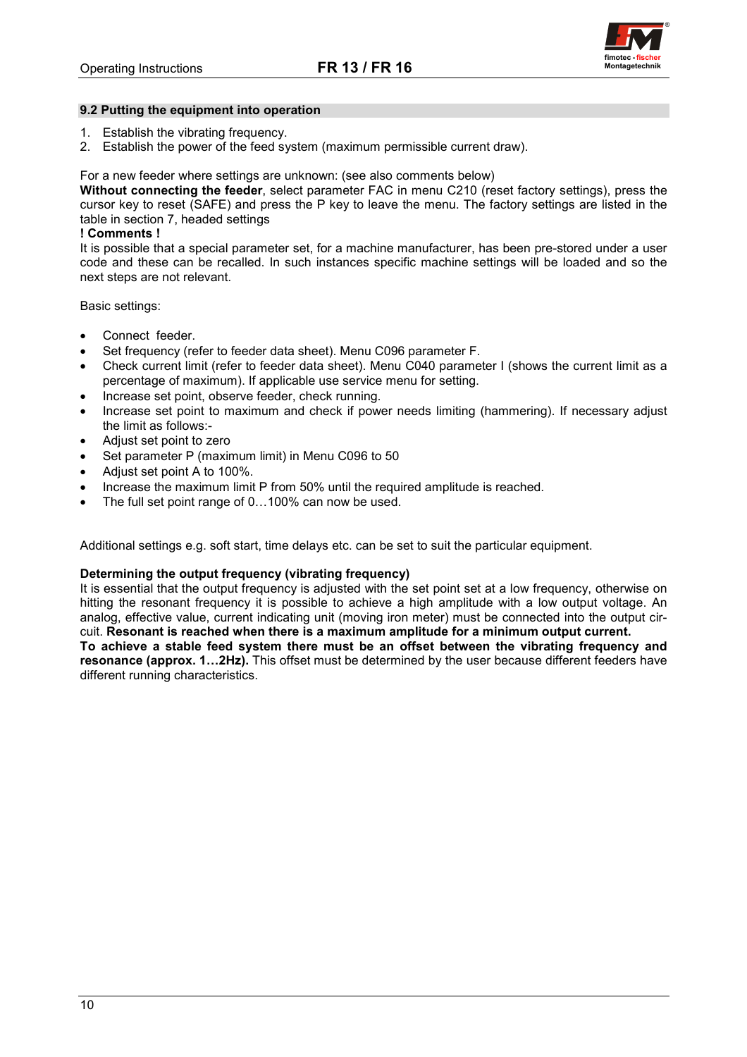## 9.2 Putting the equipment into operation

1. Establish the vibrating frequency.
2. Establish the power of the feed system (maximum permissible current draw).

For a new feeder where settings are unknown: (see also comments below)
**Without connecting the feeder**, select parameter FAC in menu C210 (reset factory settings), press the cursor key to reset (SAFE) and press the P key to leave the menu. The factory settings are listed in the table in section 7, headed settings

**! Comments !**

It is possible that a special parameter set, for a machine manufacturer, has been pre-stored under a user code and these can be recalled. In such instances specific machine settings will be loaded and so the next steps are not relevant.

Basic settings:

- Connect feeder.
- Set frequency (refer to feeder data sheet). Menu C096 parameter F.
- Check current limit (refer to feeder data sheet). Menu C040 parameter I (shows the current limit as a percentage of maximum). If applicable use service menu for setting.
- Increase set point, observe feeder, check running.
- Increase set point to maximum and check if power needs limiting (hammering). If necessary adjust the limit as follows:-
- Adjust set point to zero
- Set parameter P (maximum limit) in Menu C096 to 50
- Adjust set point A to 100%.
- Increase the maximum limit P from 50% until the required amplitude is reached.
- The full set point range of 0…100% can now be used.

Additional settings e.g. soft start, time delays etc. can be set to suit the particular equipment.

**Determining the output frequency (vibrating frequency)**

It is essential that the output frequency is adjusted with the set point set at a low frequency, otherwise on hitting the resonant frequency it is possible to achieve a high amplitude with a low output voltage. An analog, effective value, current indicating unit (moving iron meter) must be connected into the output circuit. **Resonant is reached when there is a maximum amplitude for a minimum output current.**
**To achieve a stable feed system there must be an offset between the vibrating frequency and resonance (approx. 1…2Hz).** This offset must be determined by the user because different feeders have different running characteristics.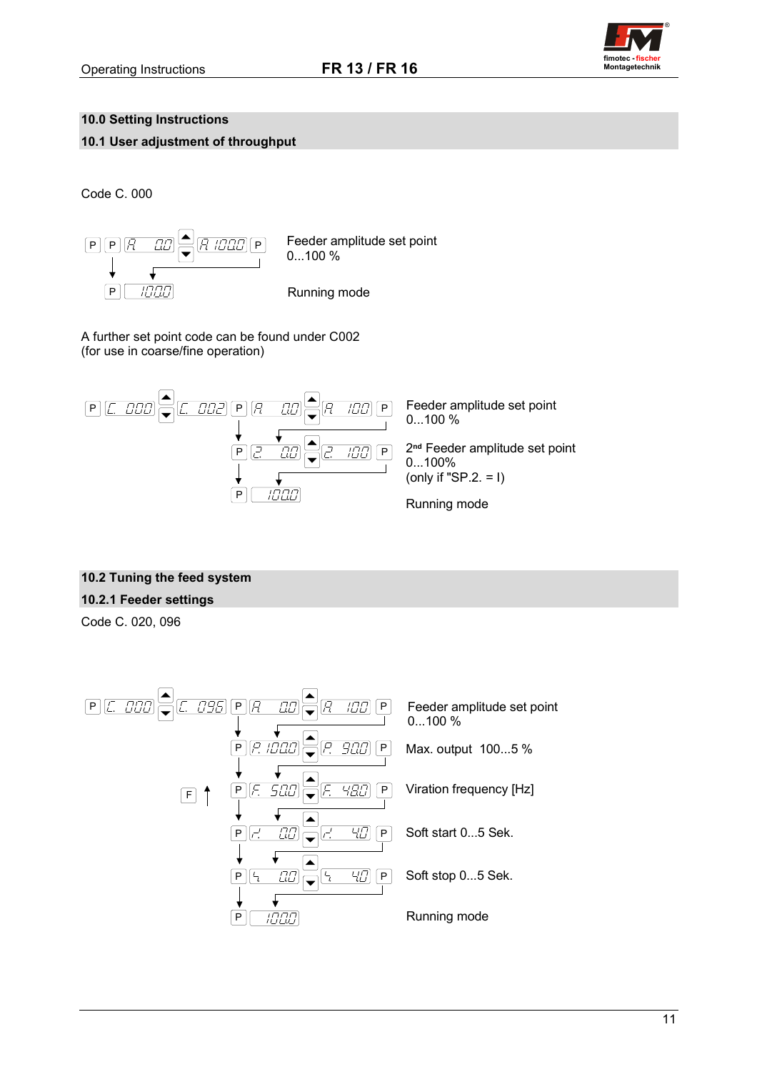## 10.0 Setting Instructions

## 10.1 User adjustment of throughput

Code C. 000

| Key sequence | Description |
|---|---|
| P → P → A 0.0 → ▲/▼ → A 100.0 → P | Feeder amplitude set point 0...100 % |
| P → 100.0 | Running mode |

A further set point code can be found under C002 (for use in coarse/fine operation)

| Key sequence | Description |
|---|---|
| P → C. 000 → ▲/▼ → C. 002 → P → A 0.0 → ▲/▼ → A 100 → P | Feeder amplitude set point 0...100 % |
| P → 2 0.0 → ▲/▼ → 2 100 → P | 2nd Feeder amplitude set point 0...100% (only if "SP.2. = I) |
| P → 100.0 | Running mode |

## 10.2 Tuning the feed system

### 10.2.1 Feeder settings

Code C. 020, 096

| Key sequence | Description |
|---|---|
| P → C. 000 → ▲/▼ → C. 096 → P → A 0.0 → ▲/▼ → A 100 → P | Feeder amplitude set point 0...100 % |
| P → P. 100.0 → ▲/▼ → P. 90.0 → P | Max. output 100...5 % |
| P → F. 50.0 → ▲/▼ → F. 48.0 → P (F ↑) | Viration frequency [Hz] |
| P → r 0.0 → ▲/▼ → r 4.0 → P | Soft start 0...5 Sek. |
| P → 5 0.0 → ▲/▼ → 5 4.0 → P | Soft stop 0...5 Sek. |
| P → 100.0 | Running mode |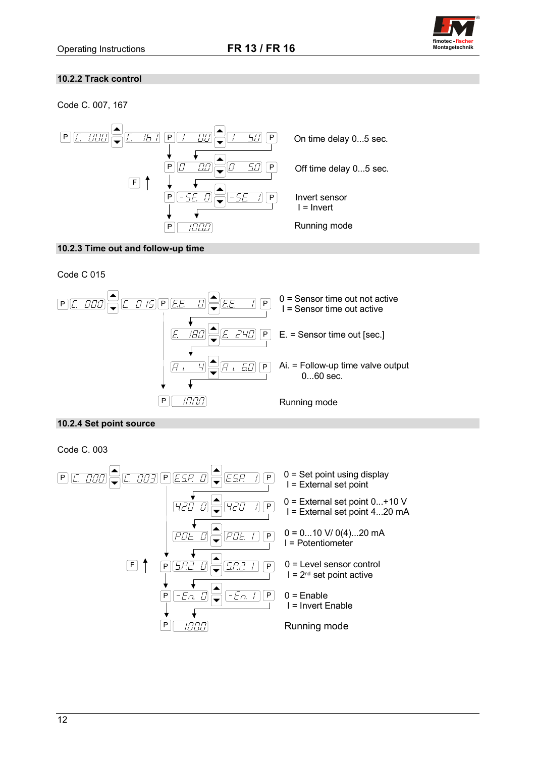## 10.2.2 Track control

Code C. 007, 167

| Key | Display | Key | Display | Key | Display | Key | Description |
|---|---|---|---|---|---|---|---|
| P | C. 000 | ▲▼ | C. 167 | P | I 0.0 ▲▼ I 5.0 | P | On time delay 0...5 sec. |
| | | | | P | 0 0.0 ▲▼ 0 5.0 | P | Off time delay 0...5 sec. |
| F ↑ | | | | P | -SE. 0 ▲▼ -SE. I | P | Invert sensor<br>I = Invert |
| | | | | P | 100.0 | | Running mode |

## 10.2.3 Time out and follow-up time

Code C 015

| Key | Display | Key | Display | Key | Display | Key | Description |
|---|---|---|---|---|---|---|---|
| P | C. 000 | ▲▼ | C. 015 | P | E.E. 0 ▲▼ E.E. I | P | 0 = Sensor time out not active<br>I = Sensor time out active |
| | | | | | E. 180 ▲▼ E. 240 | P | E. = Sensor time out [sec.] |
| | | | | | A i 4 ▲▼ A i 60 | P | Ai. = Follow-up time valve output 0...60 sec. |
| | | | | P | 100.0 | | Running mode |

## 10.2.4 Set point source

Code C. 003

| Key | Display | Key | Display | Key | Display | Key | Description |
|---|---|---|---|---|---|---|---|
| P | C. 000 | ▲▼ | C. 003 | P | E.S.P. 0 ▲▼ E.S.P. I | P | 0 = Set point using display<br>I = External set point |
| | | | | | 420 0 ▲▼ 420 I | P | 0 = External set point 0...+10 V<br>I = External set point 4...20 mA |
| | | | | | POt. 0 ▲▼ POt. I | P | 0 = 0...10 V/ 0(4)...20 mA<br>I = Potentiometer |
| F ↑ | | | | P | S.P.2 0 ▲▼ S.P.2 I | P | 0 = Level sensor control<br>I = 2nd set point active |
| | | | | P | -En. 0 ▲▼ -En. I | P | 0 = Enable<br>I = Invert Enable |
| | | | | P | 100.0 | | Running mode |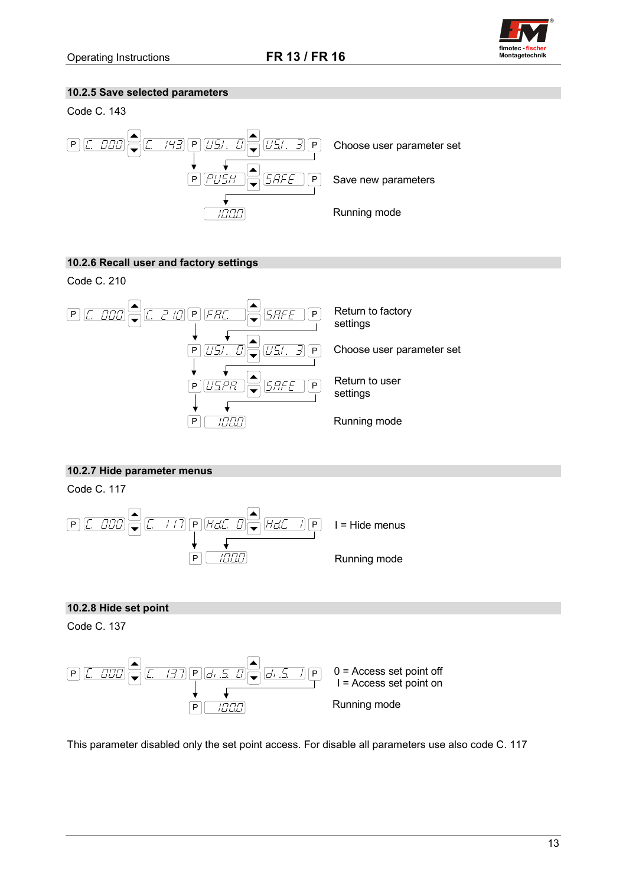## 10.2.5 Save selected parameters

Code C. 143

P | C. 000 | ▲▼ | C. 143 | P | USI. 0 | ▲▼ | USI. 3 | P — Choose user parameter set

P | PUSH | ▲▼ | SAFE | P — Save new parameters

1000 — Running mode

## 10.2.6 Recall user and factory settings

Code C. 210

P | C. 000 | ▲▼ | C. 210 | P | FAC. | ▲▼ | SAFE | P — Return to factory settings

P | USI. 0 | ▲▼ | USI. 3 | P — Choose user parameter set

P | USPA | ▲▼ | SAFE | P — Return to user settings

P | 1000 — Running mode

## 10.2.7 Hide parameter menus

Code C. 117

P | C. 000 | ▲▼ | C. 117 | P | HdC. 0 | ▲▼ | HdC. 1 | P — I = Hide menus

P | 1000 — Running mode

## 10.2.8 Hide set point

Code C. 137

P | C. 000 | ▲▼ | C. 137 | P | di.S. 0 | ▲▼ | di.S. 1 | P — 0 = Access set point off, I = Access set point on

P | 1000 — Running mode

This parameter disabled only the set point access. For disable all parameters use also code C. 117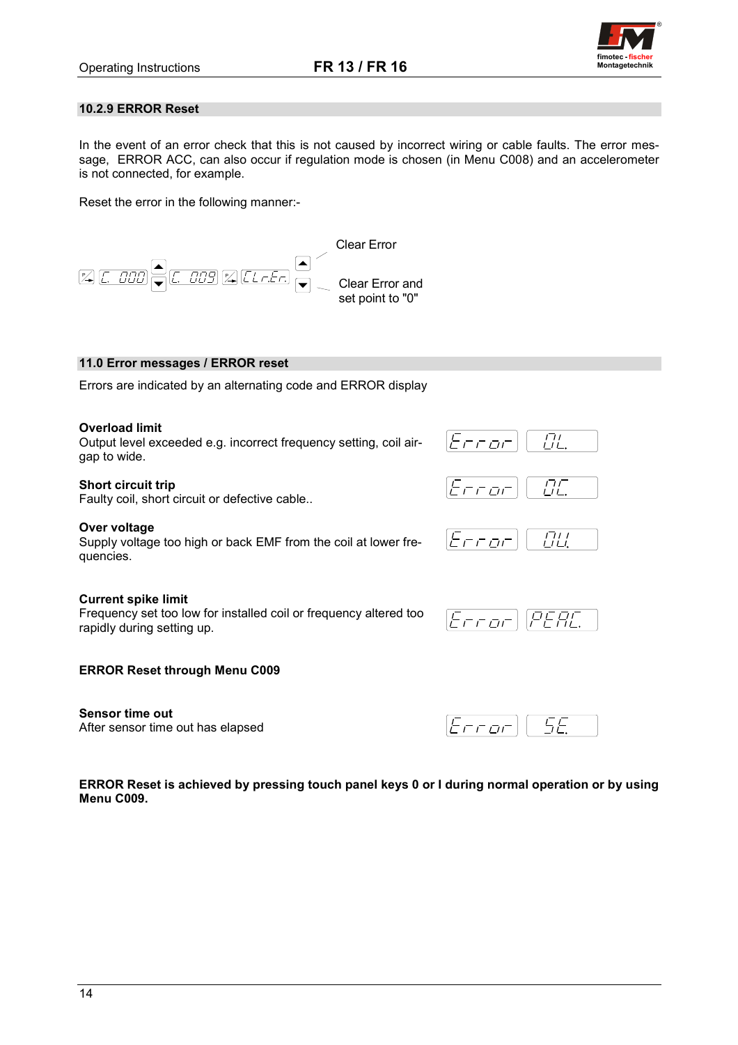## 10.2.9 ERROR Reset

In the event of an error check that this is not caused by incorrect wiring or cable faults. The error message, ERROR ACC, can also occur if regulation mode is chosen (in Menu C008) and an accelerometer is not connected, for example.

Reset the error in the following manner:-

P C. 000 ▲▼ C. 009 P CLr.Er. ▲ Clear Error

▼ Clear Error and set point to "0"

## 11.0 Error messages / ERROR reset

Errors are indicated by an alternating code and ERROR display

**Overload limit**
Output level exceeded e.g. incorrect frequency setting, coil air-gap to wide. — Error OL.

**Short circuit trip**
Faulty coil, short circuit or defective cable.. — Error OC.

**Over voltage**
Supply voltage too high or back EMF from the coil at lower frequencies. — Error OU.

**Current spike limit**
Frequency set too low for installed coil or frequency altered too rapidly during setting up. — Error PEAC.

**ERROR Reset through Menu C009**

**Sensor time out**
After sensor time out has elapsed — Error SE.

**ERROR Reset is achieved by pressing touch panel keys 0 or I during normal operation or by using Menu C009.**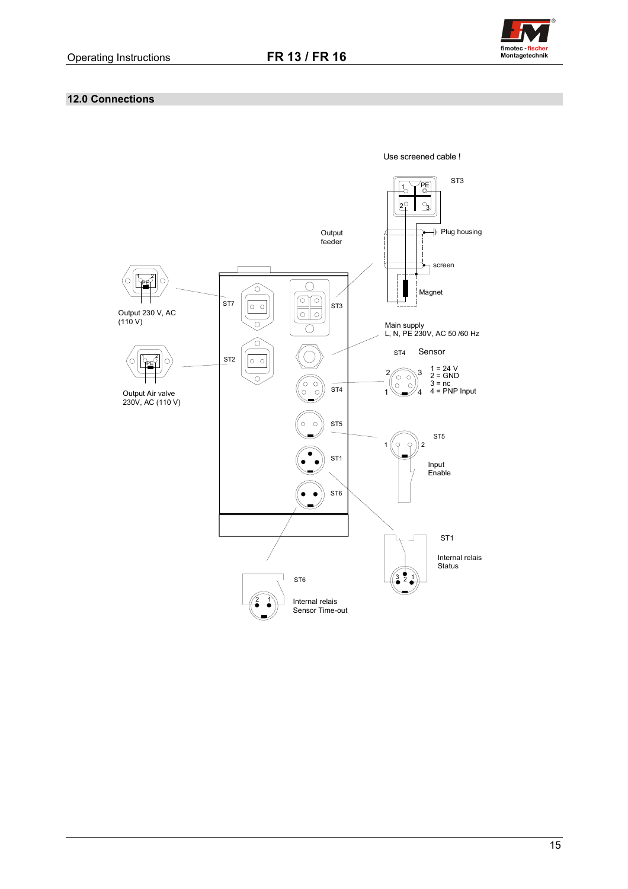## 12.0 Connections

Use screened cable !

ST3

Plug housing

screen

Magnet

Output feeder

ST7

ST3

Output 230 V, AC (110 V)

Main supply
L, N, PE 230V, AC 50 /60 Hz

ST2

ST4 Sensor

1 = 24 V
2 = GND
3 = nc
4 = PNP Input

Output Air valve 230V, AC (110 V)

ST4

ST5

ST5

Input Enable

ST1

ST6

ST1

Internal relais Status

ST6

Internal relais Sensor Time-out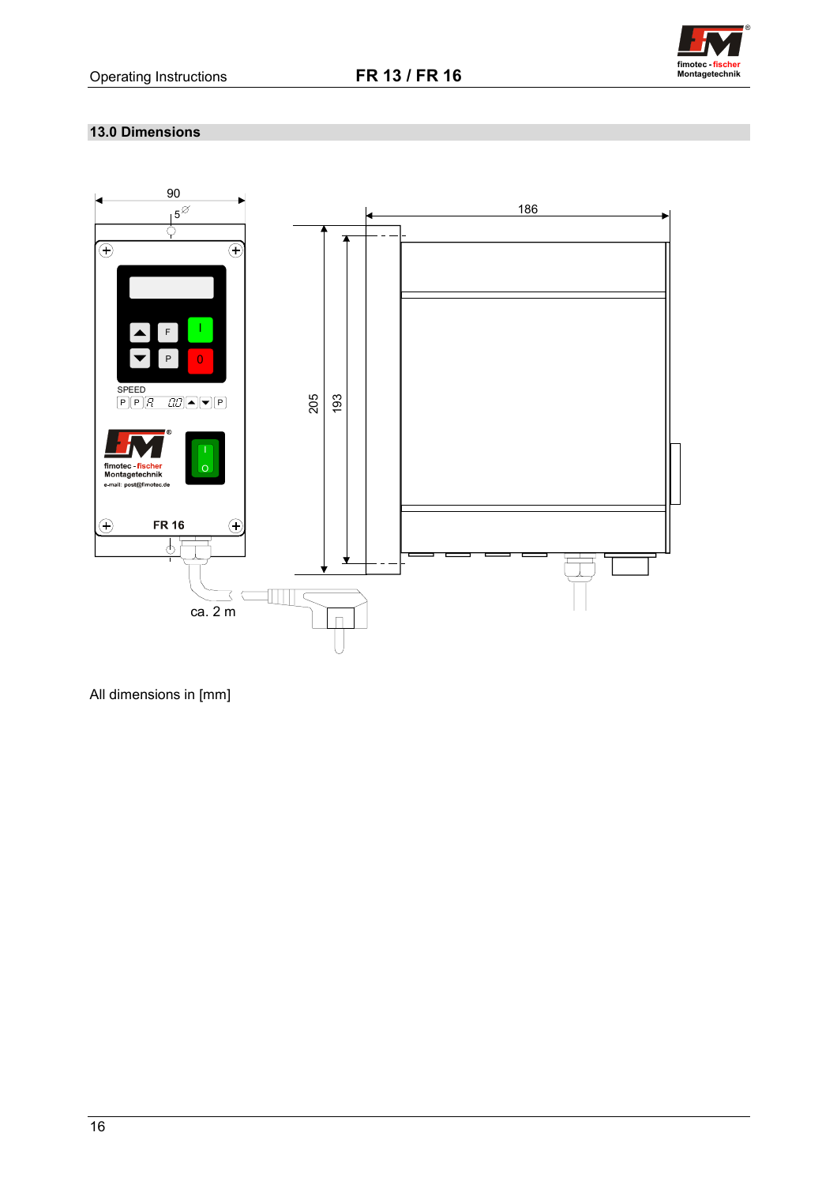## 13.0 Dimensions

All dimensions in [mm]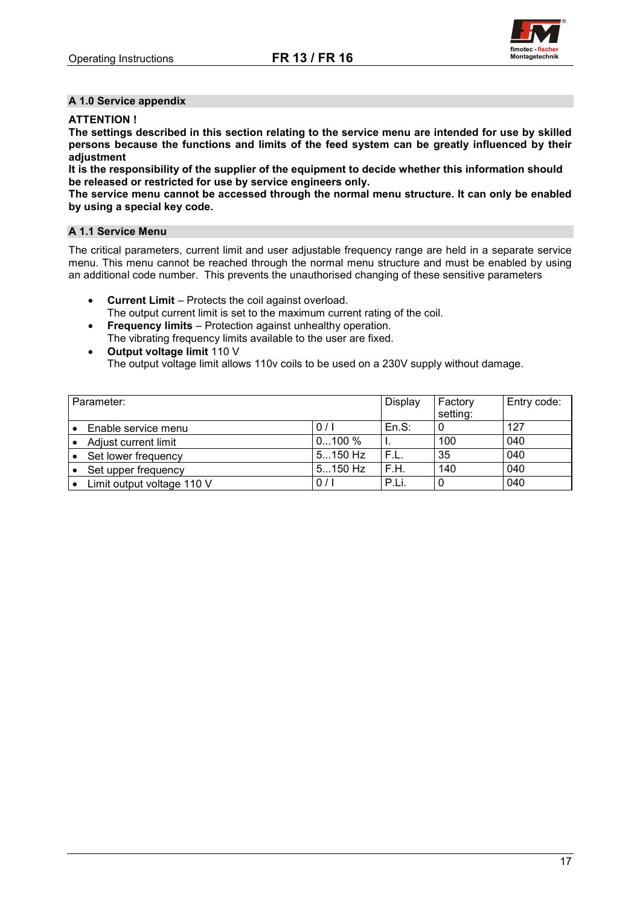## A 1.0 Service appendix

**ATTENTION !**

**The settings described in this section relating to the service menu are intended for use by skilled persons because the functions and limits of the feed system can be greatly influenced by their adjustment**

**It is the responsibility of the supplier of the equipment to decide whether this information should be released or restricted for use by service engineers only.**

**The service menu cannot be accessed through the normal menu structure. It can only be enabled by using a special key code.**

## A 1.1 Service Menu

The critical parameters, current limit and user adjustable frequency range are held in a separate service menu. This menu cannot be reached through the normal menu structure and must be enabled by using an additional code number. This prevents the unauthorised changing of these sensitive parameters

- **Current Limit** – Protects the coil against overload.
  The output current limit is set to the maximum current rating of the coil.
- **Frequency limits** – Protection against unhealthy operation.
  The vibrating frequency limits available to the user are fixed.
- **Output voltage limit** 110 V
  The output voltage limit allows 110v coils to be used on a 230V supply without damage.

| Parameter: | | Display | Factory setting: | Entry code: |
|---|---|---|---|---|
| • Enable service menu | 0 / I | En.S: | 0 | 127 |
| • Adjust current limit | 0...100 % | I. | 100 | 040 |
| • Set lower frequency | 5...150 Hz | F.L. | 35 | 040 |
| • Set upper frequency | 5...150 Hz | F.H. | 140 | 040 |
| • Limit output voltage 110 V | 0 / I | P.Li. | 0 | 040 |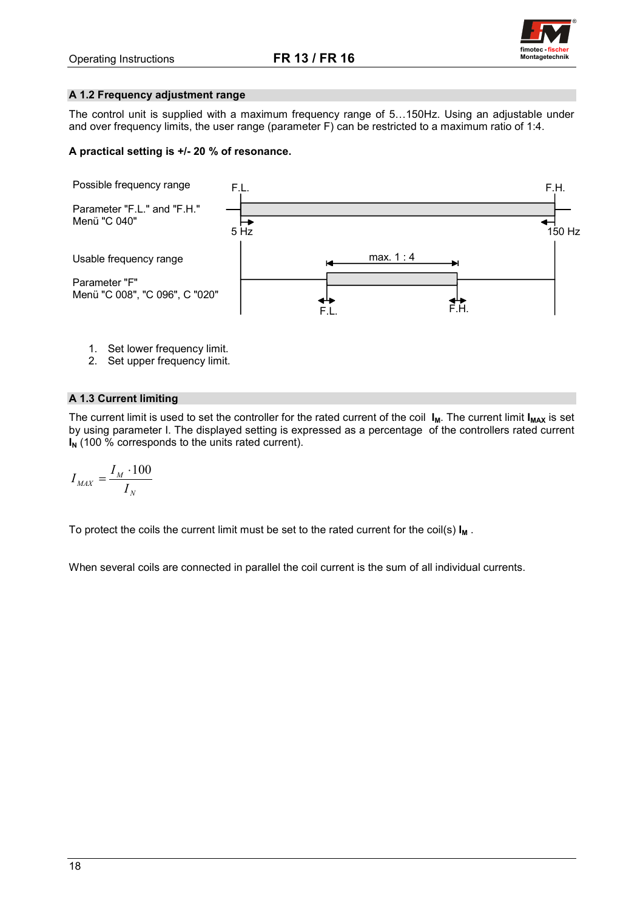## A 1.2 Frequency adjustment range

The control unit is supplied with a maximum frequency range of 5…150Hz. Using an adjustable under and over frequency limits, the user range (parameter F) can be restricted to a maximum ratio of 1:4.

**A practical setting is +/- 20 % of resonance.**

Possible frequency range

Parameter "F.L." and "F.H."
Menü "C 040"

F.L. 5 Hz — F.H. 150 Hz

Usable frequency range

Parameter "F"
Menü "C 008", "C 096", C "020"

max. 1 : 4 (F.L. — F.H.)

1. Set lower frequency limit.
2. Set upper frequency limit.

## A 1.3 Current limiting

The current limit is used to set the controller for the rated current of the coil **$I_M$**. The current limit **$I_{MAX}$** is set by using parameter I. The displayed setting is expressed as a percentage of the controllers rated current **$I_N$** (100 % corresponds to the units rated current).

$$I_{MAX} = \frac{I_M \cdot 100}{I_N}$$

To protect the coils the current limit must be set to the rated current for the coil(s) **$I_M$** .

When several coils are connected in parallel the coil current is the sum of all individual currents.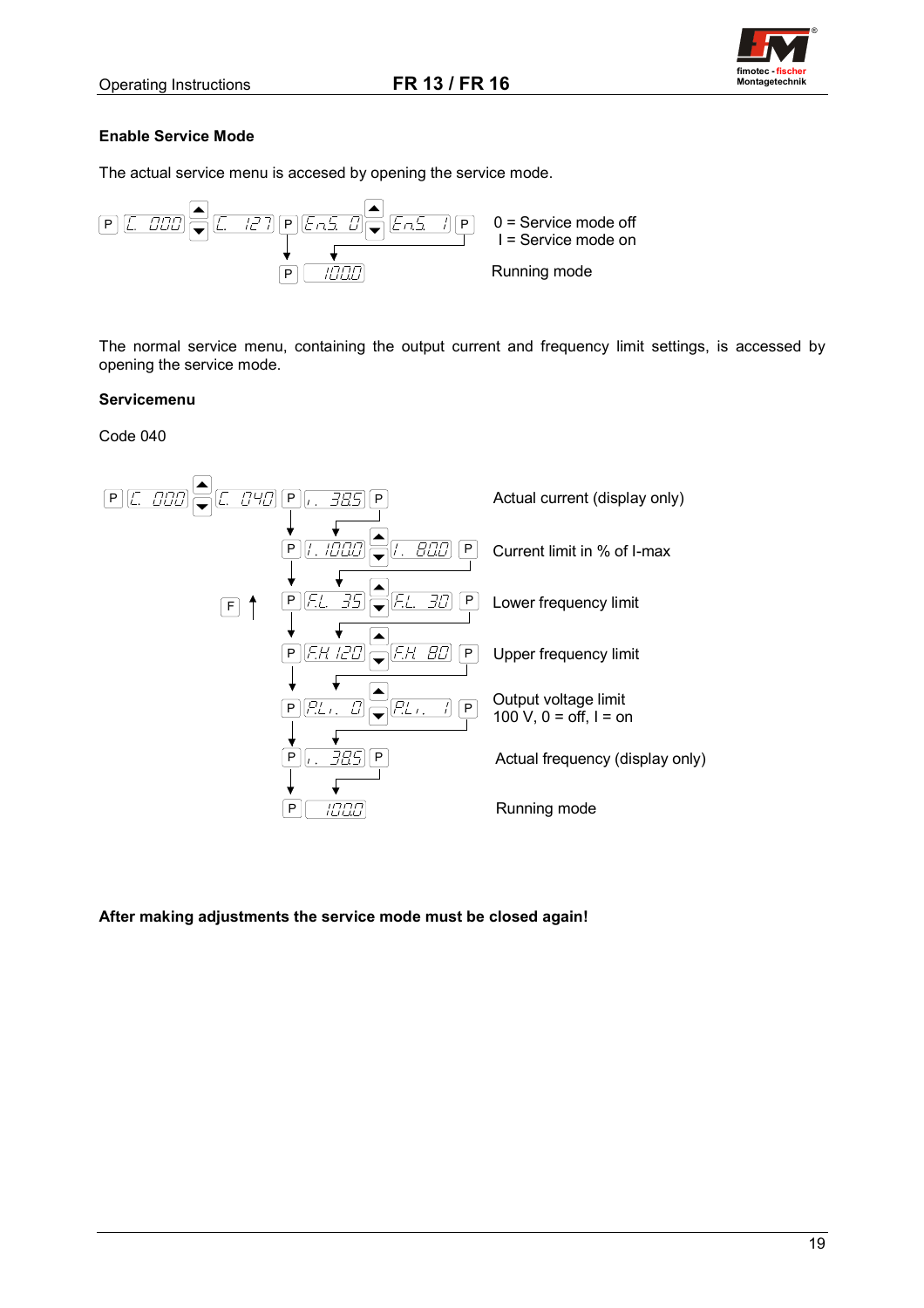### Enable Service Mode

The actual service menu is accesed by opening the service mode.

P C. 000 ▲▼ C. 127 P En.S. 0 ▲▼ En.S. I P

0 = Service mode off
I = Service mode on

P 100.0

Running mode

The normal service menu, containing the output current and frequency limit settings, is accessed by opening the service mode.

### Servicemenu

Code 040

P C. 000 ▲▼ C. 040 P i. 38.5 P — Actual current (display only)

P I. 100.0 ▲▼ I. 80.0 P — Current limit in % of I-max

F ↑ P F.L. 35 ▲▼ F.L. 30 P — Lower frequency limit

P F.H. 120 ▲▼ F.H. 80 P — Upper frequency limit

P R.L.i. 0 ▲▼ R.L.i. I P — Output voltage limit 100 V, 0 = off, I = on

P i. 38.5 P — Actual frequency (display only)

P 100.0 — Running mode

**After making adjustments the service mode must be closed again!**